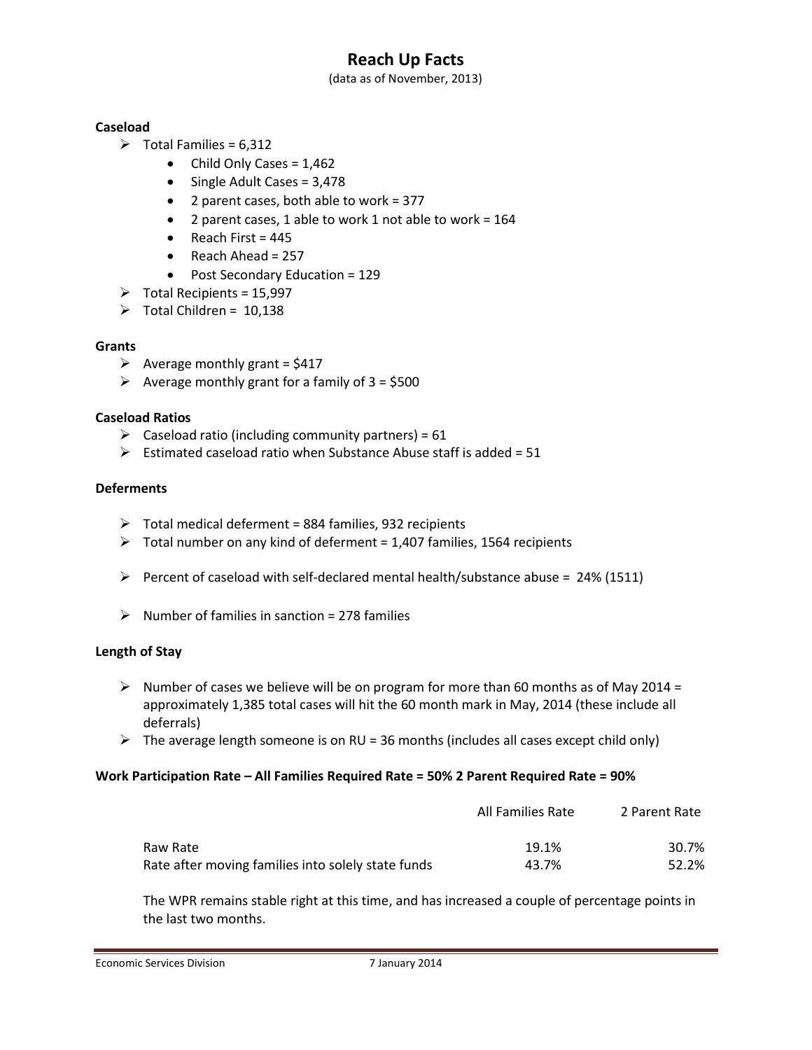# Reach Up Facts

(data as of November, 2013)

**Caseload**

- Total Families = 6,312
  - Child Only Cases = 1,462
  - Single Adult Cases = 3,478
  - 2 parent cases, both able to work = 377
  - 2 parent cases, 1 able to work 1 not able to work = 164
  - Reach First = 445
  - Reach Ahead = 257
  - Post Secondary Education = 129
- Total Recipients = 15,997
- Total Children = 10,138

**Grants**

- Average monthly grant = $417
- Average monthly grant for a family of 3 = $500

**Caseload Ratios**

- Caseload ratio (including community partners) = 61
- Estimated caseload ratio when Substance Abuse staff is added = 51

**Deferments**

- Total medical deferment = 884 families, 932 recipients
- Total number on any kind of deferment = 1,407 families, 1564 recipients
- Percent of caseload with self-declared mental health/substance abuse = 24% (1511)
- Number of families in sanction = 278 families

**Length of Stay**

- Number of cases we believe will be on program for more than 60 months as of May 2014 = approximately 1,385 total cases will hit the 60 month mark in May, 2014 (these include all deferrals)
- The average length someone is on RU = 36 months (includes all cases except child only)

**Work Participation Rate – All Families Required Rate = 50% 2 Parent Required Rate = 90%**

| | All Families Rate | 2 Parent Rate |
|---|---|---|
| Raw Rate | 19.1% | 30.7% |
| Rate after moving families into solely state funds | 43.7% | 52.2% |

The WPR remains stable right at this time, and has increased a couple of percentage points in the last two months.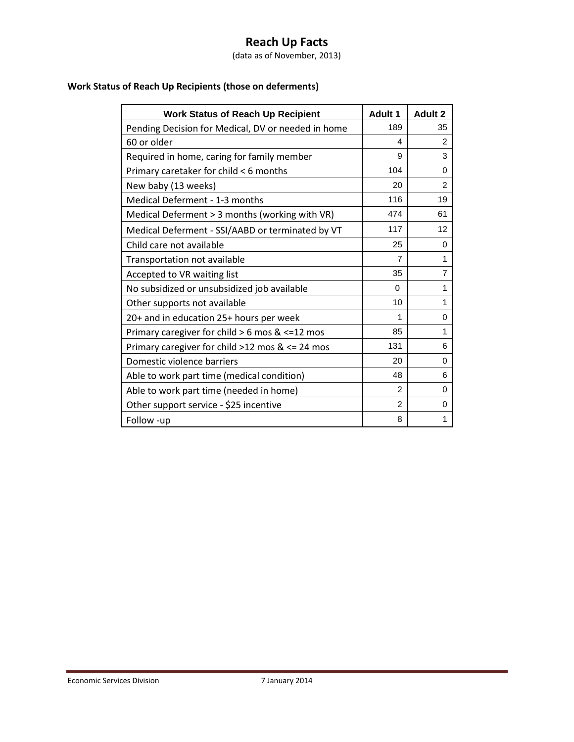# Reach Up Facts

(data as of November, 2013)

**Work Status of Reach Up Recipients (those on deferments)**

| Work Status of Reach Up Recipient | Adult 1 | Adult 2 |
|---|---|---|
| Pending Decision for Medical, DV or needed in home | 189 | 35 |
| 60 or older | 4 | 2 |
| Required in home, caring for family member | 9 | 3 |
| Primary caretaker for child < 6 months | 104 | 0 |
| New baby (13 weeks) | 20 | 2 |
| Medical Deferment - 1-3 months | 116 | 19 |
| Medical Deferment > 3 months (working with VR) | 474 | 61 |
| Medical Deferment - SSI/AABD or terminated by VT | 117 | 12 |
| Child care not available | 25 | 0 |
| Transportation not available | 7 | 1 |
| Accepted to VR waiting list | 35 | 7 |
| No subsidized or unsubsidized job available | 0 | 1 |
| Other supports not available | 10 | 1 |
| 20+ and in education 25+ hours per week | 1 | 0 |
| Primary caregiver for child > 6 mos & <=12 mos | 85 | 1 |
| Primary caregiver for child >12 mos & <= 24 mos | 131 | 6 |
| Domestic violence barriers | 20 | 0 |
| Able to work part time (medical condition) | 48 | 6 |
| Able to work part time (needed in home) | 2 | 0 |
| Other support service - $25 incentive | 2 | 0 |
| Follow -up | 8 | 1 |